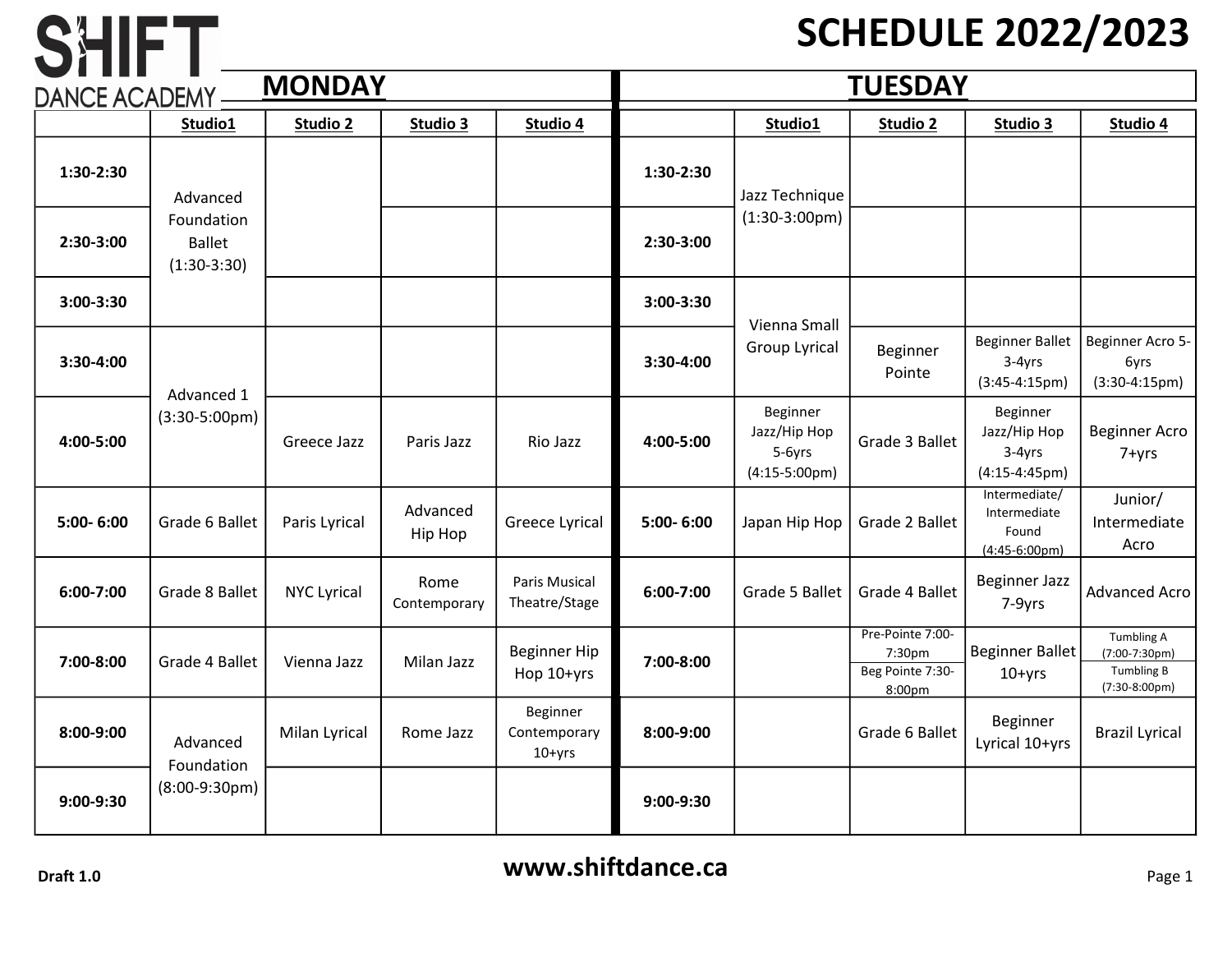# SHIFT DANCE ACADEMY

# SCHEDULE 2022/2023

## MONDAY

| | Studio1 | Studio 2 | Studio 3 | Studio 4 |
|---|---|---|---|---|
| 1:30-2:30 | Advanced Foundation Ballet (1:30-3:30) | | | |
| 2:30-3:00 | | | | |
| 3:00-3:30 | | | | |
| 3:30-4:00 | Advanced 1 (3:30-5:00pm) | | | |
| 4:00-5:00 | | Greece Jazz | Paris Jazz | Rio Jazz |
| 5:00- 6:00 | Grade 6 Ballet | Paris Lyrical | Advanced Hip Hop | Greece Lyrical |
| 6:00-7:00 | Grade 8 Ballet | NYC Lyrical | Rome Contemporary | Paris Musical Theatre/Stage |
| 7:00-8:00 | Grade 4 Ballet | Vienna Jazz | Milan Jazz | Beginner Hip Hop 10+yrs |
| 8:00-9:00 | Advanced Foundation (8:00-9:30pm) | Milan Lyrical | Rome Jazz | Beginner Contemporary 10+yrs |
| 9:00-9:30 | | | | |

## TUESDAY

| | Studio1 | Studio 2 | Studio 3 | Studio 4 |
|---|---|---|---|---|
| 1:30-2:30 | Jazz Technique (1:30-3:00pm) | | | |
| 2:30-3:00 | | | | |
| 3:00-3:30 | Vienna Small Group Lyrical | | | |
| 3:30-4:00 | | Beginner Pointe | Beginner Ballet 3-4yrs (3:45-4:15pm) | Beginner Acro 5-6yrs (3:30-4:15pm) |
| 4:00-5:00 | Beginner Jazz/Hip Hop 5-6yrs (4:15-5:00pm) | Grade 3 Ballet | Beginner Jazz/Hip Hop 3-4yrs (4:15-4:45pm) | Beginner Acro 7+yrs |
| 5:00- 6:00 | Japan Hip Hop | Grade 2 Ballet | Intermediate/ Intermediate Found (4:45-6:00pm) | Junior/ Intermediate Acro |
| 6:00-7:00 | Grade 5 Ballet | Grade 4 Ballet | Beginner Jazz 7-9yrs | Advanced Acro |
| 7:00-8:00 | | Pre-Pointe 7:00-7:30pm / Beg Pointe 7:30-8:00pm | Beginner Ballet 10+yrs | Tumbling A (7:00-7:30pm) / Tumbling B (7:30-8:00pm) |
| 8:00-9:00 | | Grade 6 Ballet | Beginner Lyrical 10+yrs | Brazil Lyrical |
| 9:00-9:30 | | | | |

Draft 1.0

www.shiftdance.ca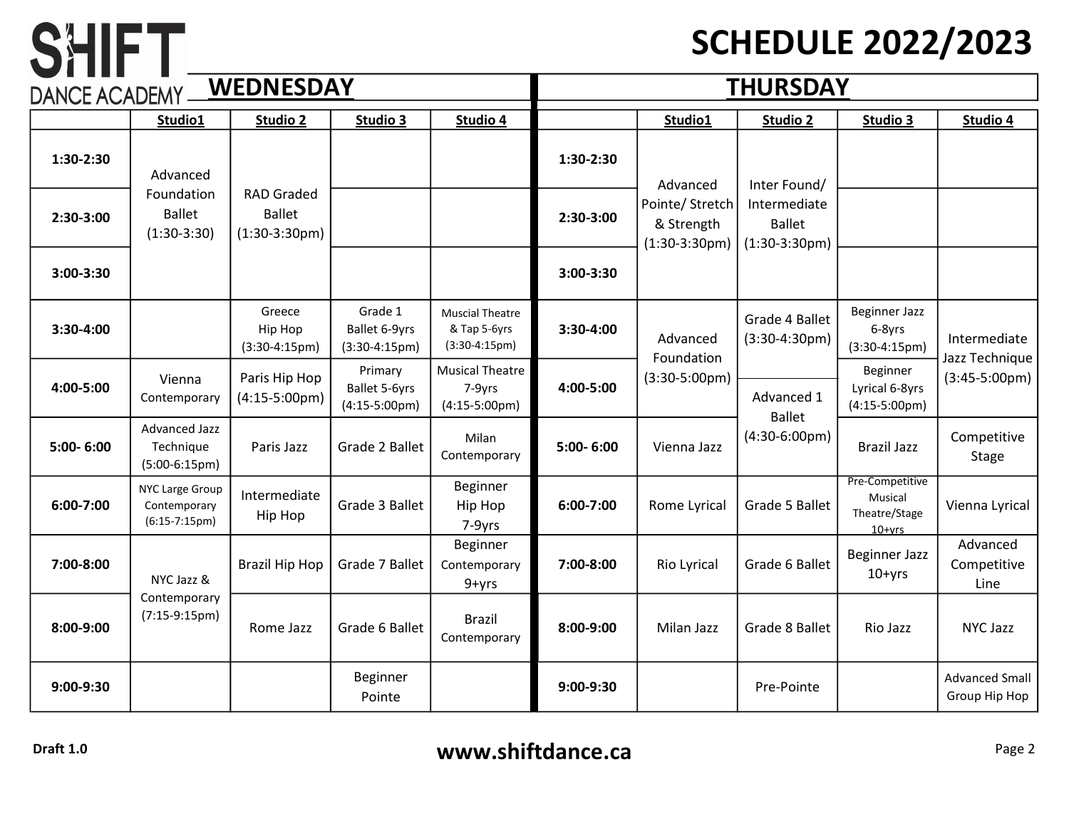# SHIFT DANCE ACADEMY

# SCHEDULE 2022/2023

## WEDNESDAY

| | Studio1 | Studio 2 | Studio 3 | Studio 4 |
|---|---|---|---|---|
| 1:30-2:30 | Advanced Foundation Ballet (1:30-3:30) | RAD Graded Ballet (1:30-3:30pm) | | |
| 2:30-3:00 | | | | |
| 3:00-3:30 | | | | |
| 3:30-4:00 | | Greece Hip Hop (3:30-4:15pm) | Grade 1 Ballet 6-9yrs (3:30-4:15pm) | Muscial Theatre & Tap 5-6yrs (3:30-4:15pm) |
| 4:00-5:00 | Vienna Contemporary | Paris Hip Hop (4:15-5:00pm) | Primary Ballet 5-6yrs (4:15-5:00pm) | Musical Theatre 7-9yrs (4:15-5:00pm) |
| 5:00- 6:00 | Advanced Jazz Technique (5:00-6:15pm) | Paris Jazz | Grade 2 Ballet | Milan Contemporary |
| 6:00-7:00 | NYC Large Group Contemporary (6:15-7:15pm) | Intermediate Hip Hop | Grade 3 Ballet | Beginner Hip Hop 7-9yrs |
| 7:00-8:00 | NYC Jazz & Contemporary (7:15-9:15pm) | Brazil Hip Hop | Grade 7 Ballet | Beginner Contemporary 9+yrs |
| 8:00-9:00 | | Rome Jazz | Grade 6 Ballet | Brazil Contemporary |
| 9:00-9:30 | | | Beginner Pointe | |

## THURSDAY

| | Studio1 | Studio 2 | Studio 3 | Studio 4 |
|---|---|---|---|---|
| 1:30-2:30 | Advanced Pointe/ Stretch & Strength (1:30-3:30pm) | Inter Found/ Intermediate Ballet (1:30-3:30pm) | | |
| 2:30-3:00 | | | | |
| 3:00-3:30 | | | | |
| 3:30-4:00 | Advanced Foundation (3:30-5:00pm) | Grade 4 Ballet (3:30-4:30pm) | Beginner Jazz 6-8yrs (3:30-4:15pm) | Intermediate Jazz Technique (3:45-5:00pm) |
| 4:00-5:00 | | Advanced 1 Ballet (4:30-6:00pm) | Beginner Lyrical 6-8yrs (4:15-5:00pm) | |
| 5:00- 6:00 | Vienna Jazz | | Brazil Jazz | Competitive Stage |
| 6:00-7:00 | Rome Lyrical | Grade 5 Ballet | Pre-Competitive Musical Theatre/Stage 10+yrs | Vienna Lyrical |
| 7:00-8:00 | Rio Lyrical | Grade 6 Ballet | Beginner Jazz 10+yrs | Advanced Competitive Line |
| 8:00-9:00 | Milan Jazz | Grade 8 Ballet | Rio Jazz | NYC Jazz |
| 9:00-9:30 | | Pre-Pointe | | Advanced Small Group Hip Hop |

Draft 1.0

www.shiftdance.ca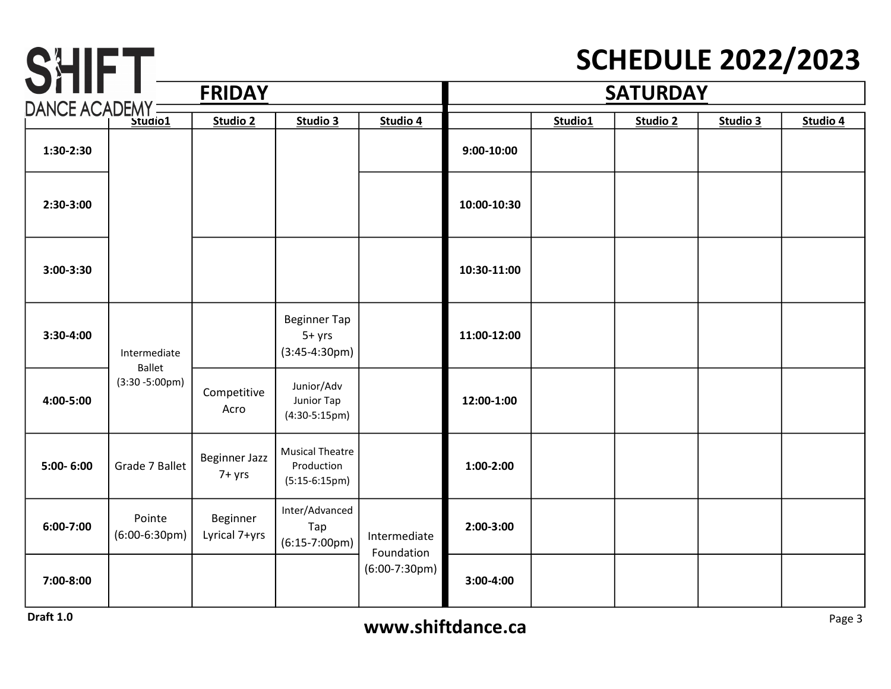# SHIFT DANCE ACADEMY

# SCHEDULE 2022/2023

## FRIDAY

| | Studio1 | Studio 2 | Studio 3 | Studio 4 |
|---|---|---|---|---|
| 1:30-2:30 | | | | |
| 2:30-3:00 | | | | |
| 3:00-3:30 | | | | |
| 3:30-4:00 | Intermediate Ballet (3:30 -5:00pm) | | Beginner Tap 5+ yrs (3:45-4:30pm) | |
| 4:00-5:00 | | Competitive Acro | Junior/Adv Junior Tap (4:30-5:15pm) | |
| 5:00- 6:00 | Grade 7 Ballet | Beginner Jazz 7+ yrs | Musical Theatre Production (5:15-6:15pm) | |
| 6:00-7:00 | Pointe (6:00-6:30pm) | Beginner Lyrical 7+yrs | Inter/Advanced Tap (6:15-7:00pm) | Intermediate Foundation (6:00-7:30pm) |
| 7:00-8:00 | | | | |

## SATURDAY

| | Studio1 | Studio 2 | Studio 3 | Studio 4 |
|---|---|---|---|---|
| 9:00-10:00 | | | | |
| 10:00-10:30 | | | | |
| 10:30-11:00 | | | | |
| 11:00-12:00 | | | | |
| 12:00-1:00 | | | | |
| 1:00-2:00 | | | | |
| 2:00-3:00 | | | | |
| 3:00-4:00 | | | | |

**Draft 1.0**

**www.shiftdance.ca**